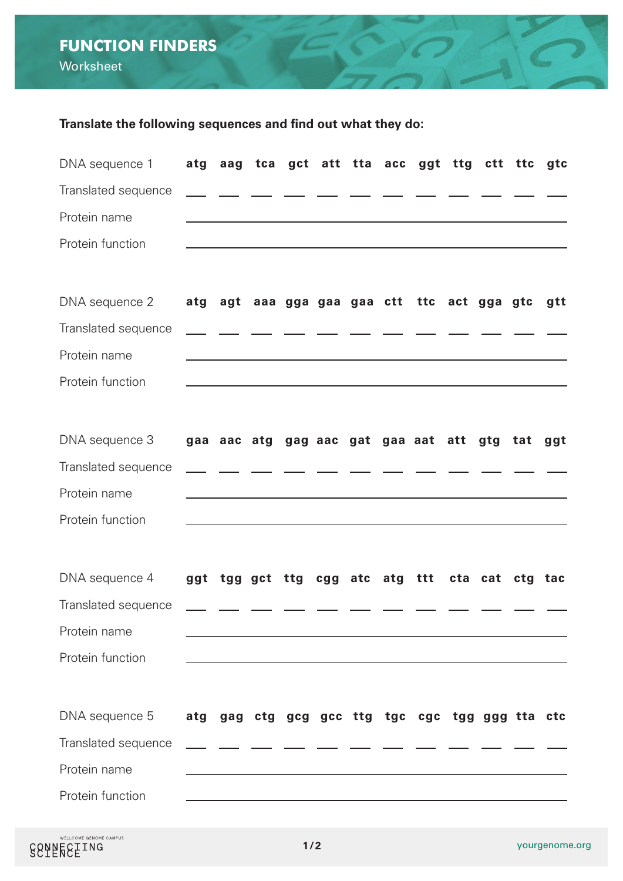# FUNCTION FINDERS

Worksheet

**Translate the following sequences and find out what they do:**

| DNA sequence 1 | **atg** | **aag** | **tca** | **gct** | **att** | **tta** | **acc** | **ggt** | **ttg** | **ctt** | **ttc** | **gtc** |
|---|---|---|---|---|---|---|---|---|---|---|---|---|
| Translated sequence | ___ | ___ | ___ | ___ | ___ | ___ | ___ | ___ | ___ | ___ | ___ | ___ |

Protein name ______________________________

Protein function ______________________________

| DNA sequence 2 | **atg** | **agt** | **aaa** | **gga** | **gaa** | **gaa** | **ctt** | **ttc** | **act** | **gga** | **gtc** | **gtt** |
|---|---|---|---|---|---|---|---|---|---|---|---|---|
| Translated sequence | ___ | ___ | ___ | ___ | ___ | ___ | ___ | ___ | ___ | ___ | ___ | ___ |

Protein name ______________________________

Protein function ______________________________

| DNA sequence 3 | **gaa** | **aac** | **atg** | **gag** | **aac** | **gat** | **gaa** | **aat** | **att** | **gtg** | **tat** | **ggt** |
|---|---|---|---|---|---|---|---|---|---|---|---|---|
| Translated sequence | ___ | ___ | ___ | ___ | ___ | ___ | ___ | ___ | ___ | ___ | ___ | ___ |

Protein name ______________________________

Protein function ______________________________

| DNA sequence 4 | **ggt** | **tgg** | **gct** | **ttg** | **cgg** | **atc** | **atg** | **ttt** | **cta** | **cat** | **ctg** | **tac** |
|---|---|---|---|---|---|---|---|---|---|---|---|---|
| Translated sequence | ___ | ___ | ___ | ___ | ___ | ___ | ___ | ___ | ___ | ___ | ___ | ___ |

Protein name ______________________________

Protein function ______________________________

| DNA sequence 5 | **atg** | **gag** | **ctg** | **gcg** | **gcc** | **ttg** | **tgc** | **cgc** | **tgg** | **ggg** | **tta** | **ctc** |
|---|---|---|---|---|---|---|---|---|---|---|---|---|
| Translated sequence | ___ | ___ | ___ | ___ | ___ | ___ | ___ | ___ | ___ | ___ | ___ | ___ |

Protein name ______________________________

Protein function ______________________________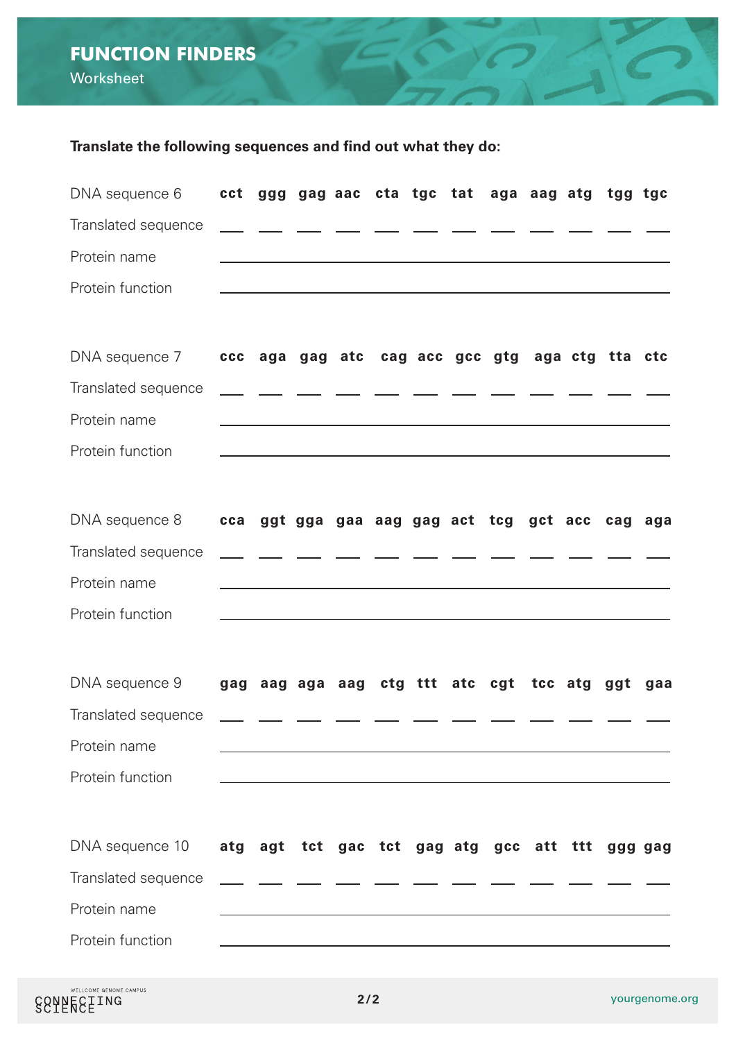# FUNCTION FINDERS

Worksheet

**Translate the following sequences and find out what they do:**

| | |
|---|---|
| DNA sequence 6 | **cct ggg gag aac cta tgc tat aga aag atg tgg tgc** |
| Translated sequence | ___ ___ ___ ___ ___ ___ ___ ___ ___ ___ ___ ___ |
| Protein name | |
| Protein function | |

| | |
|---|---|
| DNA sequence 7 | **ccc aga gag atc cag acc gcc gtg aga ctg tta ctc** |
| Translated sequence | ___ ___ ___ ___ ___ ___ ___ ___ ___ ___ ___ ___ |
| Protein name | |
| Protein function | |

| | |
|---|---|
| DNA sequence 8 | **cca ggt gga gaa aag gag act tcg gct acc cag aga** |
| Translated sequence | ___ ___ ___ ___ ___ ___ ___ ___ ___ ___ ___ ___ |
| Protein name | |
| Protein function | |

| | |
|---|---|
| DNA sequence 9 | **gag aag aga aag ctg ttt atc cgt tcc atg ggt gaa** |
| Translated sequence | ___ ___ ___ ___ ___ ___ ___ ___ ___ ___ ___ ___ |
| Protein name | |
| Protein function | |

| | |
|---|---|
| DNA sequence 10 | **atg agt tct gac tct gag atg gcc att ttt ggg gag** |
| Translated sequence | ___ ___ ___ ___ ___ ___ ___ ___ ___ ___ ___ ___ |
| Protein name | |
| Protein function | |

WELLCOME GENOME CAMPUS CONNECTING SCIENCE

yourgenome.org